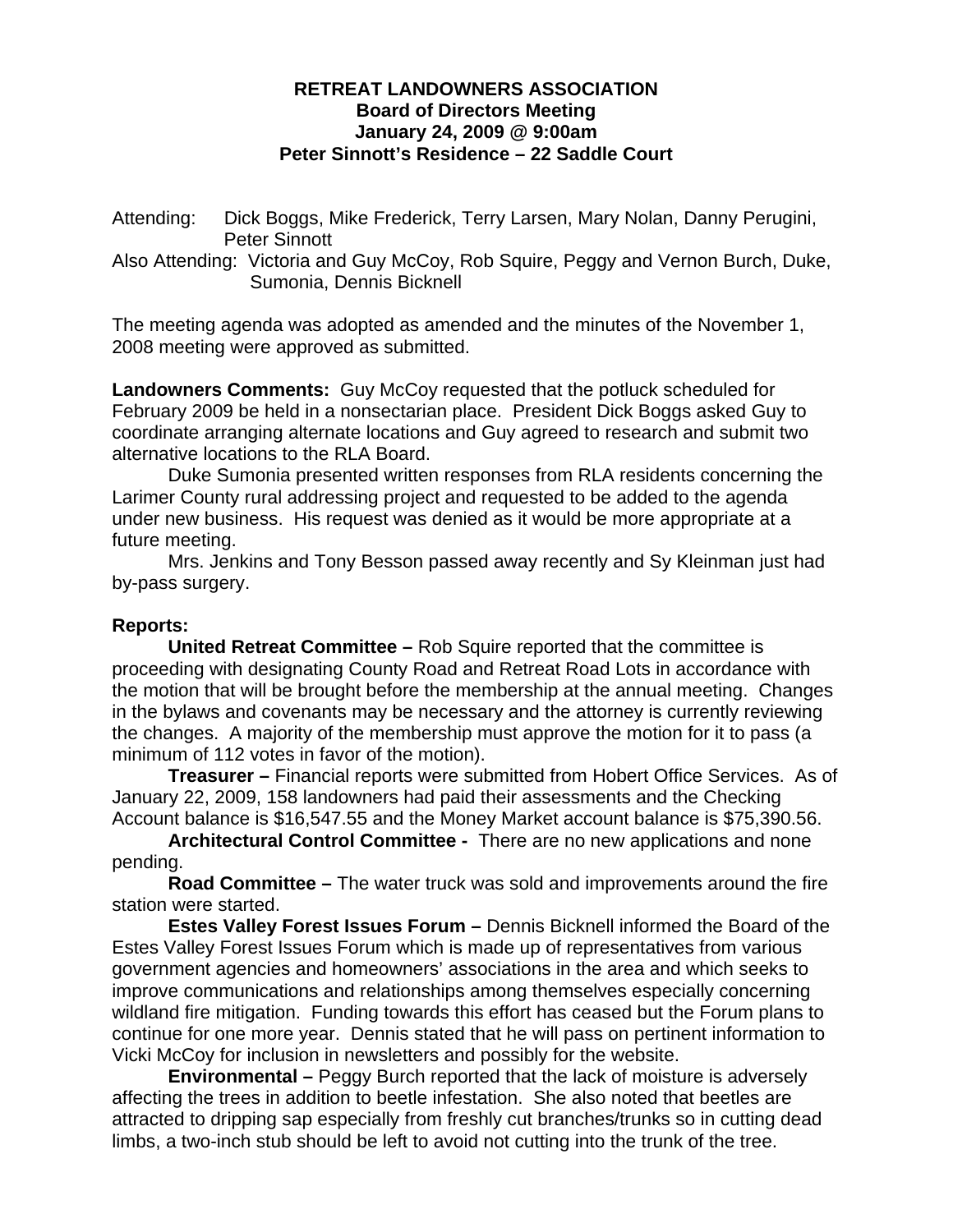**RETREAT LANDOWNERS ASSOCIATION**
**Board of Directors Meeting**
**January 24, 2009 @ 9:00am**
**Peter Sinnott's Residence – 22 Saddle Court**

Attending: Dick Boggs, Mike Frederick, Terry Larsen, Mary Nolan, Danny Perugini, Peter Sinnott

Also Attending: Victoria and Guy McCoy, Rob Squire, Peggy and Vernon Burch, Duke, Sumonia, Dennis Bicknell

The meeting agenda was adopted as amended and the minutes of the November 1, 2008 meeting were approved as submitted.

**Landowners Comments:** Guy McCoy requested that the potluck scheduled for February 2009 be held in a nonsectarian place. President Dick Boggs asked Guy to coordinate arranging alternate locations and Guy agreed to research and submit two alternative locations to the RLA Board.

Duke Sumonia presented written responses from RLA residents concerning the Larimer County rural addressing project and requested to be added to the agenda under new business. His request was denied as it would be more appropriate at a future meeting.

Mrs. Jenkins and Tony Besson passed away recently and Sy Kleinman just had by-pass surgery.

**Reports:**

**United Retreat Committee –** Rob Squire reported that the committee is proceeding with designating County Road and Retreat Road Lots in accordance with the motion that will be brought before the membership at the annual meeting. Changes in the bylaws and covenants may be necessary and the attorney is currently reviewing the changes. A majority of the membership must approve the motion for it to pass (a minimum of 112 votes in favor of the motion).

**Treasurer –** Financial reports were submitted from Hobert Office Services. As of January 22, 2009, 158 landowners had paid their assessments and the Checking Account balance is $16,547.55 and the Money Market account balance is $75,390.56.

**Architectural Control Committee -** There are no new applications and none pending.

**Road Committee –** The water truck was sold and improvements around the fire station were started.

**Estes Valley Forest Issues Forum –** Dennis Bicknell informed the Board of the Estes Valley Forest Issues Forum which is made up of representatives from various government agencies and homeowners' associations in the area and which seeks to improve communications and relationships among themselves especially concerning wildland fire mitigation. Funding towards this effort has ceased but the Forum plans to continue for one more year. Dennis stated that he will pass on pertinent information to Vicki McCoy for inclusion in newsletters and possibly for the website.

**Environmental –** Peggy Burch reported that the lack of moisture is adversely affecting the trees in addition to beetle infestation. She also noted that beetles are attracted to dripping sap especially from freshly cut branches/trunks so in cutting dead limbs, a two-inch stub should be left to avoid not cutting into the trunk of the tree.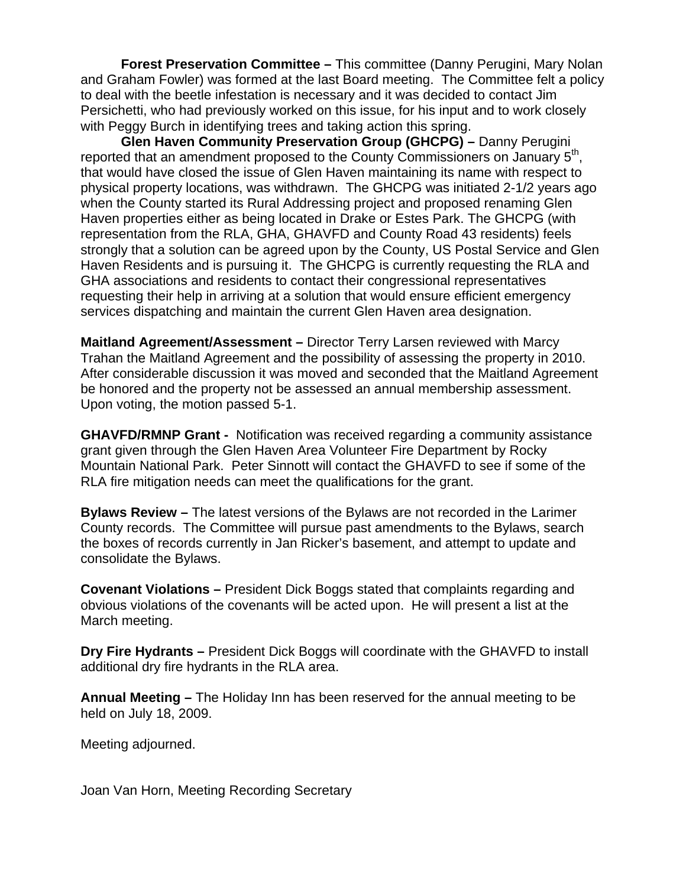**Forest Preservation Committee –** This committee (Danny Perugini, Mary Nolan and Graham Fowler) was formed at the last Board meeting. The Committee felt a policy to deal with the beetle infestation is necessary and it was decided to contact Jim Persichetti, who had previously worked on this issue, for his input and to work closely with Peggy Burch in identifying trees and taking action this spring.

**Glen Haven Community Preservation Group (GHCPG) –** Danny Perugini reported that an amendment proposed to the County Commissioners on January 5th, that would have closed the issue of Glen Haven maintaining its name with respect to physical property locations, was withdrawn. The GHCPG was initiated 2-1/2 years ago when the County started its Rural Addressing project and proposed renaming Glen Haven properties either as being located in Drake or Estes Park. The GHCPG (with representation from the RLA, GHA, GHAVFD and County Road 43 residents) feels strongly that a solution can be agreed upon by the County, US Postal Service and Glen Haven Residents and is pursuing it. The GHCPG is currently requesting the RLA and GHA associations and residents to contact their congressional representatives requesting their help in arriving at a solution that would ensure efficient emergency services dispatching and maintain the current Glen Haven area designation.

**Maitland Agreement/Assessment –** Director Terry Larsen reviewed with Marcy Trahan the Maitland Agreement and the possibility of assessing the property in 2010. After considerable discussion it was moved and seconded that the Maitland Agreement be honored and the property not be assessed an annual membership assessment. Upon voting, the motion passed 5-1.

**GHAVFD/RMNP Grant -** Notification was received regarding a community assistance grant given through the Glen Haven Area Volunteer Fire Department by Rocky Mountain National Park. Peter Sinnott will contact the GHAVFD to see if some of the RLA fire mitigation needs can meet the qualifications for the grant.

**Bylaws Review –** The latest versions of the Bylaws are not recorded in the Larimer County records. The Committee will pursue past amendments to the Bylaws, search the boxes of records currently in Jan Ricker's basement, and attempt to update and consolidate the Bylaws.

**Covenant Violations –** President Dick Boggs stated that complaints regarding and obvious violations of the covenants will be acted upon. He will present a list at the March meeting.

**Dry Fire Hydrants –** President Dick Boggs will coordinate with the GHAVFD to install additional dry fire hydrants in the RLA area.

**Annual Meeting –** The Holiday Inn has been reserved for the annual meeting to be held on July 18, 2009.

Meeting adjourned.

Joan Van Horn, Meeting Recording Secretary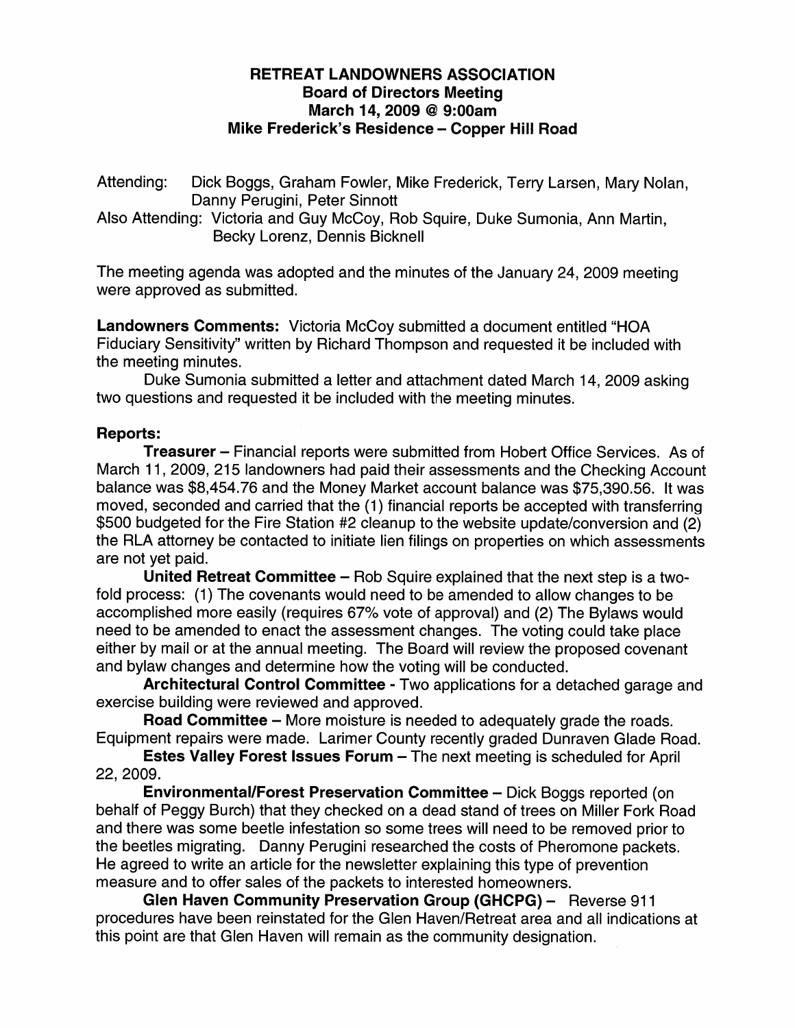# RETREAT LANDOWNERS ASSOCIATION

## Board of Directors Meeting
## March 14, 2009 @ 9:00am
## Mike Frederick's Residence – Copper Hill Road

Attending: Dick Boggs, Graham Fowler, Mike Frederick, Terry Larsen, Mary Nolan, Danny Perugini, Peter Sinnott

Also Attending: Victoria and Guy McCoy, Rob Squire, Duke Sumonia, Ann Martin, Becky Lorenz, Dennis Bicknell

The meeting agenda was adopted and the minutes of the January 24, 2009 meeting were approved as submitted.

**Landowners Comments:** Victoria McCoy submitted a document entitled "HOA Fiduciary Sensitivity" written by Richard Thompson and requested it be included with the meeting minutes.

Duke Sumonia submitted a letter and attachment dated March 14, 2009 asking two questions and requested it be included with the meeting minutes.

**Reports:**

**Treasurer –** Financial reports were submitted from Hobert Office Services. As of March 11, 2009, 215 landowners had paid their assessments and the Checking Account balance was $8,454.76 and the Money Market account balance was $75,390.56. It was moved, seconded and carried that the (1) financial reports be accepted with transferring $500 budgeted for the Fire Station #2 cleanup to the website update/conversion and (2) the RLA attorney be contacted to initiate lien filings on properties on which assessments are not yet paid.

**United Retreat Committee –** Rob Squire explained that the next step is a two-fold process: (1) The covenants would need to be amended to allow changes to be accomplished more easily (requires 67% vote of approval) and (2) The Bylaws would need to be amended to enact the assessment changes. The voting could take place either by mail or at the annual meeting. The Board will review the proposed covenant and bylaw changes and determine how the voting will be conducted.

**Architectural Control Committee -** Two applications for a detached garage and exercise building were reviewed and approved.

**Road Committee –** More moisture is needed to adequately grade the roads. Equipment repairs were made. Larimer County recently graded Dunraven Glade Road.

**Estes Valley Forest Issues Forum –** The next meeting is scheduled for April 22, 2009.

**Environmental/Forest Preservation Committee –** Dick Boggs reported (on behalf of Peggy Burch) that they checked on a dead stand of trees on Miller Fork Road and there was some beetle infestation so some trees will need to be removed prior to the beetles migrating. Danny Perugini researched the costs of Pheromone packets. He agreed to write an article for the newsletter explaining this type of prevention measure and to offer sales of the packets to interested homeowners.

**Glen Haven Community Preservation Group (GHCPG) –** Reverse 911 procedures have been reinstated for the Glen Haven/Retreat area and all indications at this point are that Glen Haven will remain as the community designation.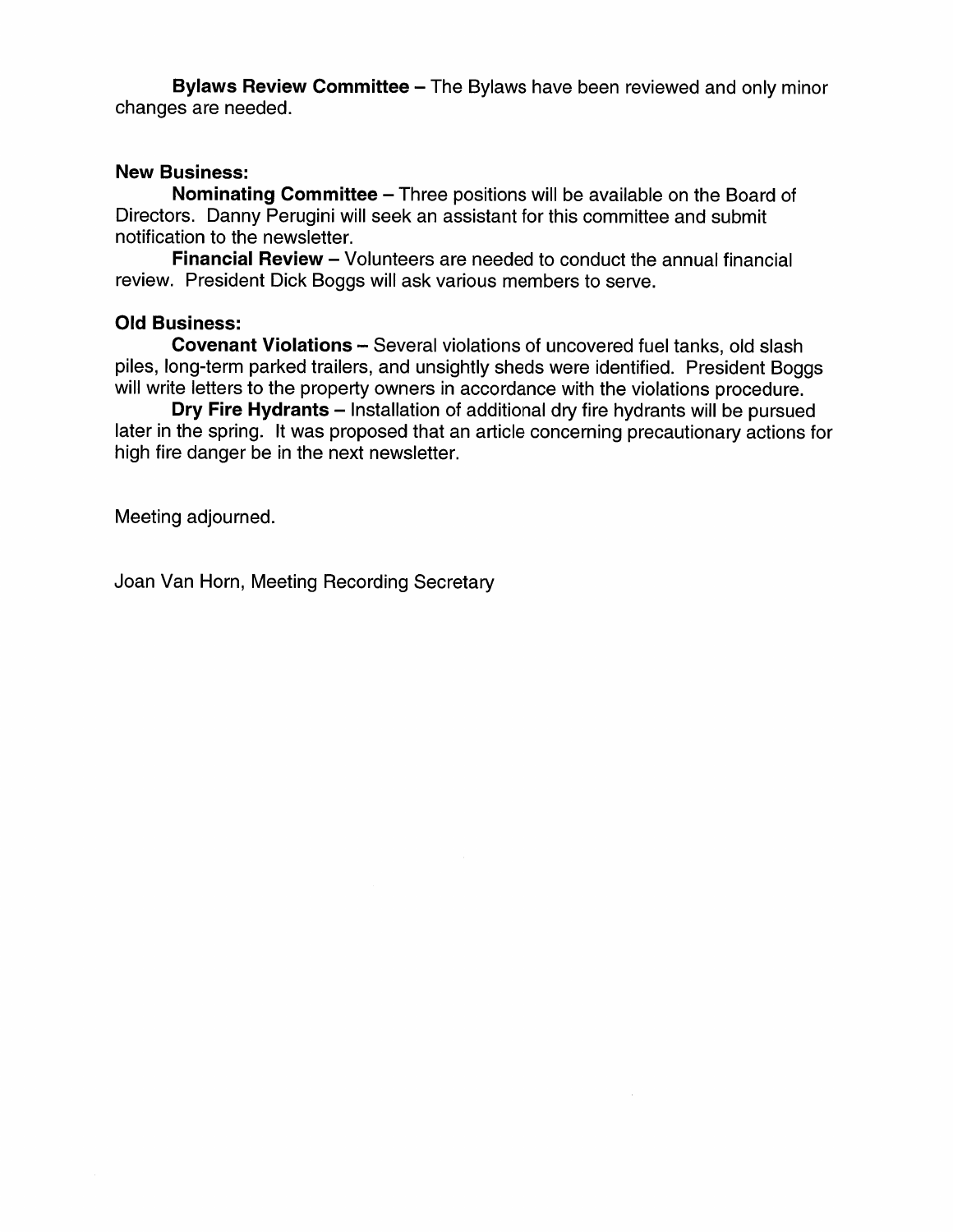**Bylaws Review Committee** – The Bylaws have been reviewed and only minor changes are needed.

**New Business:**

**Nominating Committee** – Three positions will be available on the Board of Directors. Danny Perugini will seek an assistant for this committee and submit notification to the newsletter.

**Financial Review** – Volunteers are needed to conduct the annual financial review. President Dick Boggs will ask various members to serve.

**Old Business:**

**Covenant Violations** – Several violations of uncovered fuel tanks, old slash piles, long-term parked trailers, and unsightly sheds were identified. President Boggs will write letters to the property owners in accordance with the violations procedure.

**Dry Fire Hydrants** – Installation of additional dry fire hydrants will be pursued later in the spring. It was proposed that an article concerning precautionary actions for high fire danger be in the next newsletter.

Meeting adjourned.

Joan Van Horn, Meeting Recording Secretary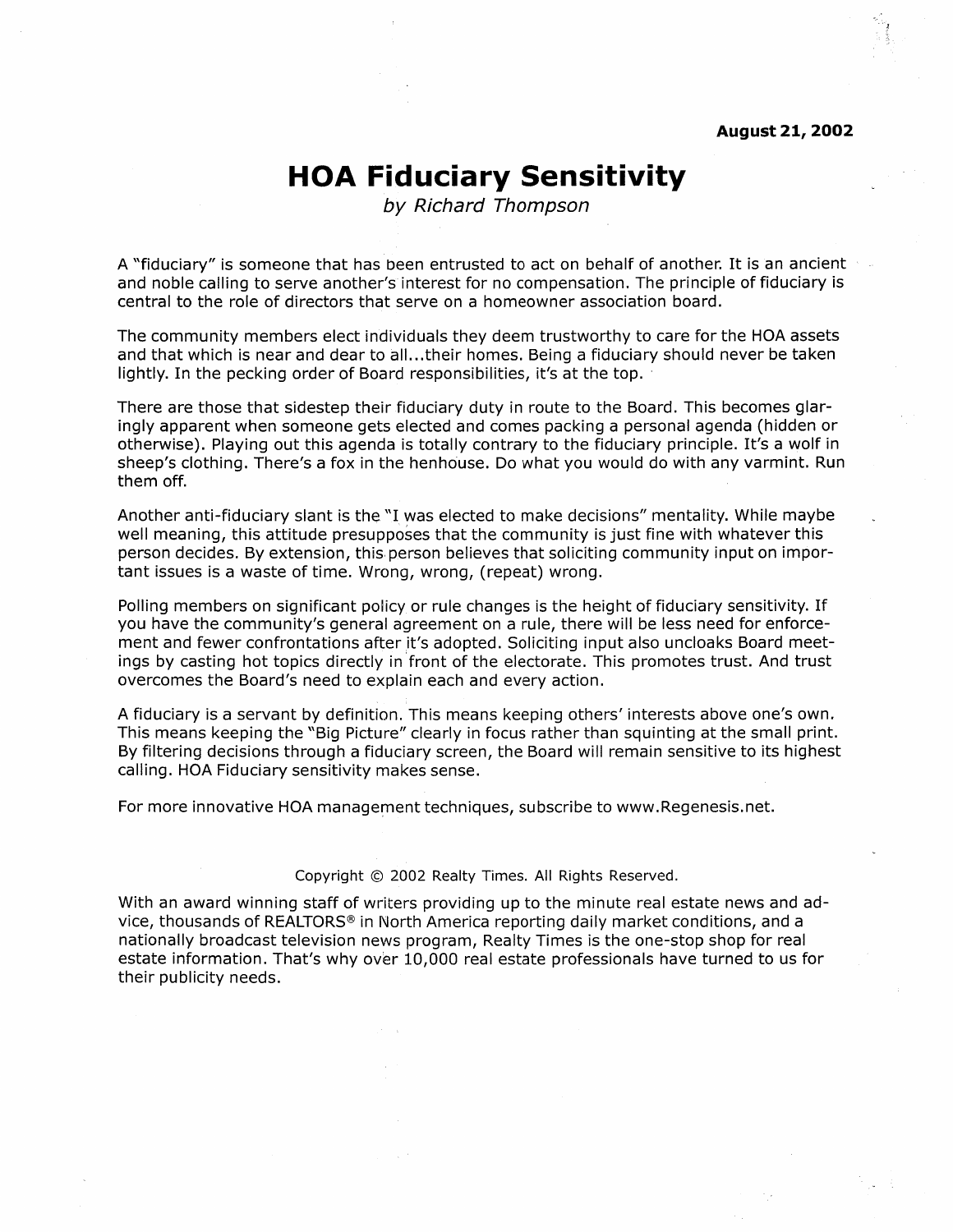**August 21, 2002**

# HOA Fiduciary Sensitivity

*by Richard Thompson*

A "fiduciary" is someone that has been entrusted to act on behalf of another. It is an ancient and noble calling to serve another's interest for no compensation. The principle of fiduciary is central to the role of directors that serve on a homeowner association board.

The community members elect individuals they deem trustworthy to care for the HOA assets and that which is near and dear to all...their homes. Being a fiduciary should never be taken lightly. In the pecking order of Board responsibilities, it's at the top.

There are those that sidestep their fiduciary duty in route to the Board. This becomes glaringly apparent when someone gets elected and comes packing a personal agenda (hidden or otherwise). Playing out this agenda is totally contrary to the fiduciary principle. It's a wolf in sheep's clothing. There's a fox in the henhouse. Do what you would do with any varmint. Run them off.

Another anti-fiduciary slant is the "I was elected to make decisions" mentality. While maybe well meaning, this attitude presupposes that the community is just fine with whatever this person decides. By extension, this person believes that soliciting community input on important issues is a waste of time. Wrong, wrong, (repeat) wrong.

Polling members on significant policy or rule changes is the height of fiduciary sensitivity. If you have the community's general agreement on a rule, there will be less need for enforcement and fewer confrontations after it's adopted. Soliciting input also uncloaks Board meetings by casting hot topics directly in front of the electorate. This promotes trust. And trust overcomes the Board's need to explain each and every action.

A fiduciary is a servant by definition. This means keeping others' interests above one's own. This means keeping the "Big Picture" clearly in focus rather than squinting at the small print. By filtering decisions through a fiduciary screen, the Board will remain sensitive to its highest calling. HOA Fiduciary sensitivity makes sense.

For more innovative HOA management techniques, subscribe to www.Regenesis.net.

Copyright © 2002 Realty Times. All Rights Reserved.

With an award winning staff of writers providing up to the minute real estate news and advice, thousands of REALTORS® in North America reporting daily market conditions, and a nationally broadcast television news program, Realty Times is the one-stop shop for real estate information. That's why over 10,000 real estate professionals have turned to us for their publicity needs.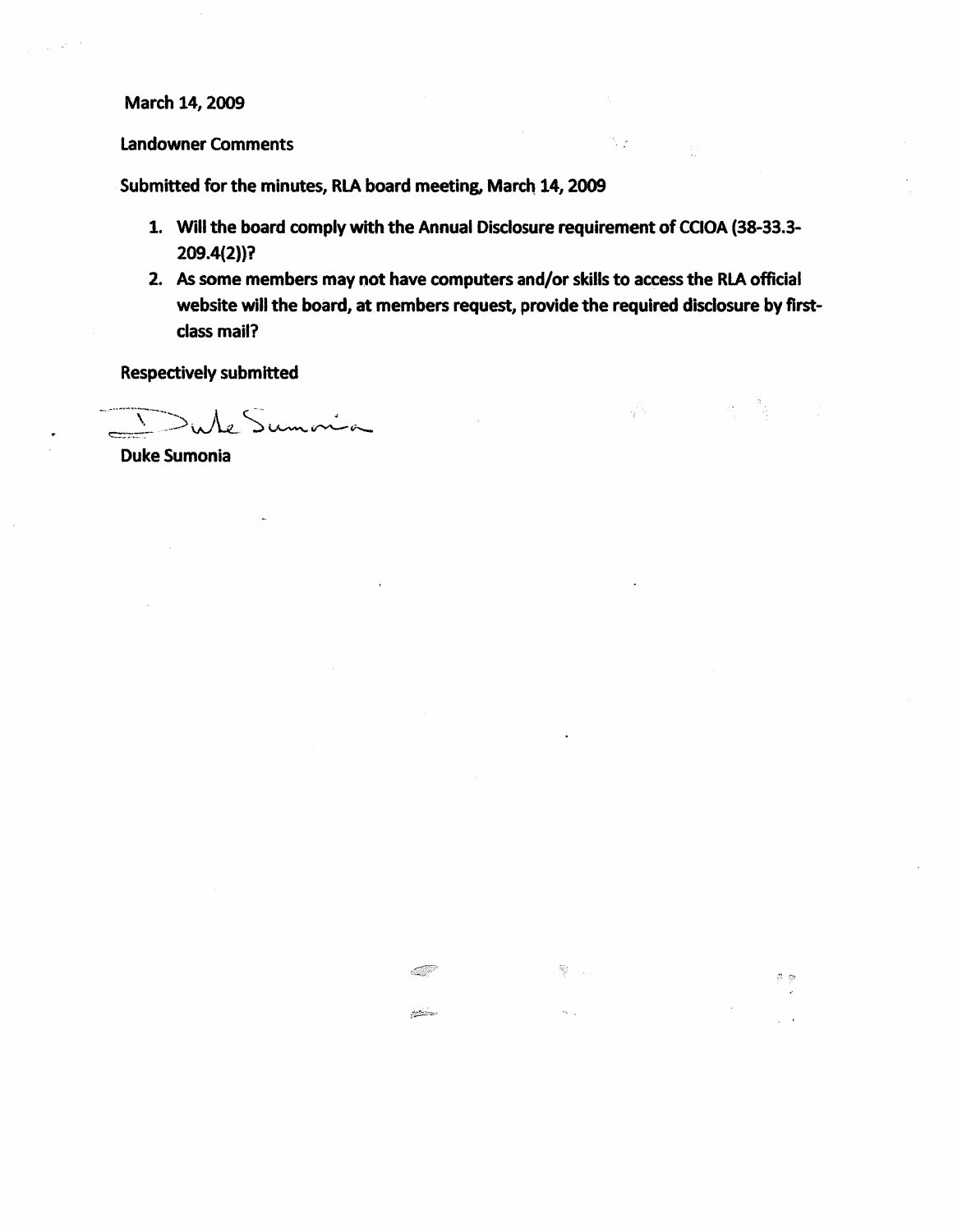March 14, 2009

Landowner Comments

Submitted for the minutes, RLA board meeting, March 14, 2009

1. Will the board comply with the Annual Disclosure requirement of CCIOA (38-33.3-209.4(2))?
2. As some members may not have computers and/or skills to access the RLA official website will the board, at members request, provide the required disclosure by first-class mail?

Respectively submitted

Duke Sumonia

Duke Sumonia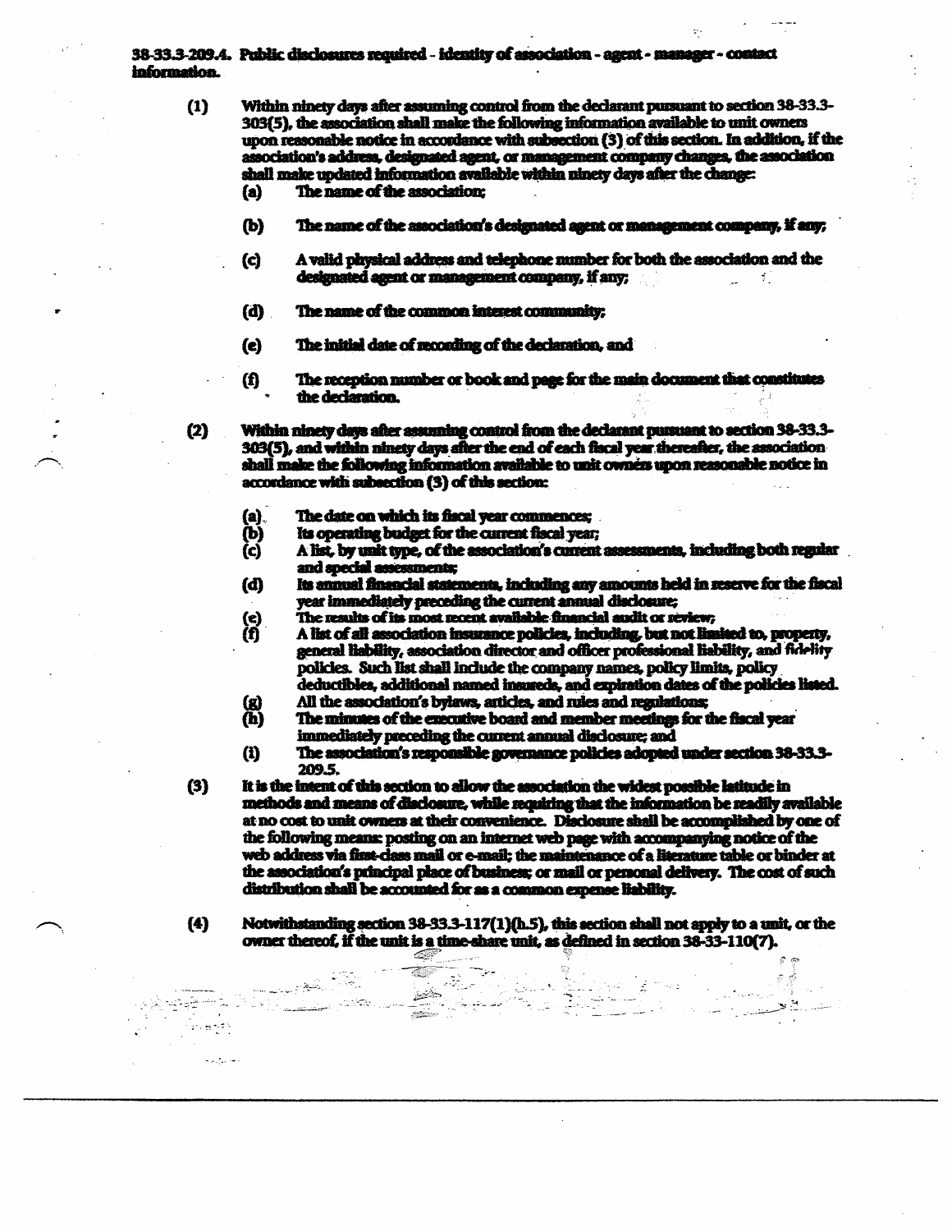**38-33.3-209.4. Public disclosures required - identity of association - agent - manager - contact information.**

(1) Within ninety days after assuming control from the declarant pursuant to section 38-33.3-303(5), the association shall make the following information available to unit owners upon reasonable notice in accordance with subsection (3) of this section. In addition, if the association's address, designated agent, or management company changes, the association shall make updated information available within ninety days after the change:

(a) The name of the association;

(b) The name of the association's designated agent or management company, if any;

(c) A valid physical address and telephone number for both the association and the designated agent or management company, if any;

(d) The name of the common interest community;

(e) The initial date of recording of the declaration, and

(f) The reception number or book and page for the main document that constitutes the declaration.

(2) Within ninety days after assuming control from the declarant pursuant to section 38-33.3-303(5), and within ninety days after the end of each fiscal year thereafter, the association shall make the following information available to unit owners upon reasonable notice in accordance with subsection (3) of this section:

(a) The date on which its fiscal year commences;
(b) Its operating budget for the current fiscal year;
(c) A list, by unit type, of the association's current assessments, including both regular and special assessments;
(d) Its annual financial statements, including any amounts held in reserve for the fiscal year immediately preceding the current annual disclosure;
(e) The results of its most recent available financial audit or review;
(f) A list of all association insurance policies, including, but not limited to, property, general liability, association director and officer professional liability, and fidelity policies. Such list shall include the company names, policy limits, policy deductibles, additional named insureds, and expiration dates of the policies listed.
(g) All the association's bylaws, articles, and rules and regulations;
(h) The minutes of the executive board and member meetings for the fiscal year immediately preceding the current annual disclosure; and
(i) The association's responsible governance policies adopted under section 38-33.3-209.5.

(3) It is the intent of this section to allow the association the widest possible latitude in methods and means of disclosure, while requiring that the information be readily available at no cost to unit owners at their convenience. Disclosure shall be accomplished by one of the following means: posting on an internet web page with accompanying notice of the web address via first-class mail or e-mail; the maintenance of a literature table or binder at the association's principal place of business; or mail or personal delivery. The cost of such distribution shall be accounted for as a common expense liability.

(4) Notwithstanding section 38-33.3-117(1)(h.5), this section shall not apply to a unit, or the owner thereof, if the unit is a time-share unit, as defined in section 38-33-110(7).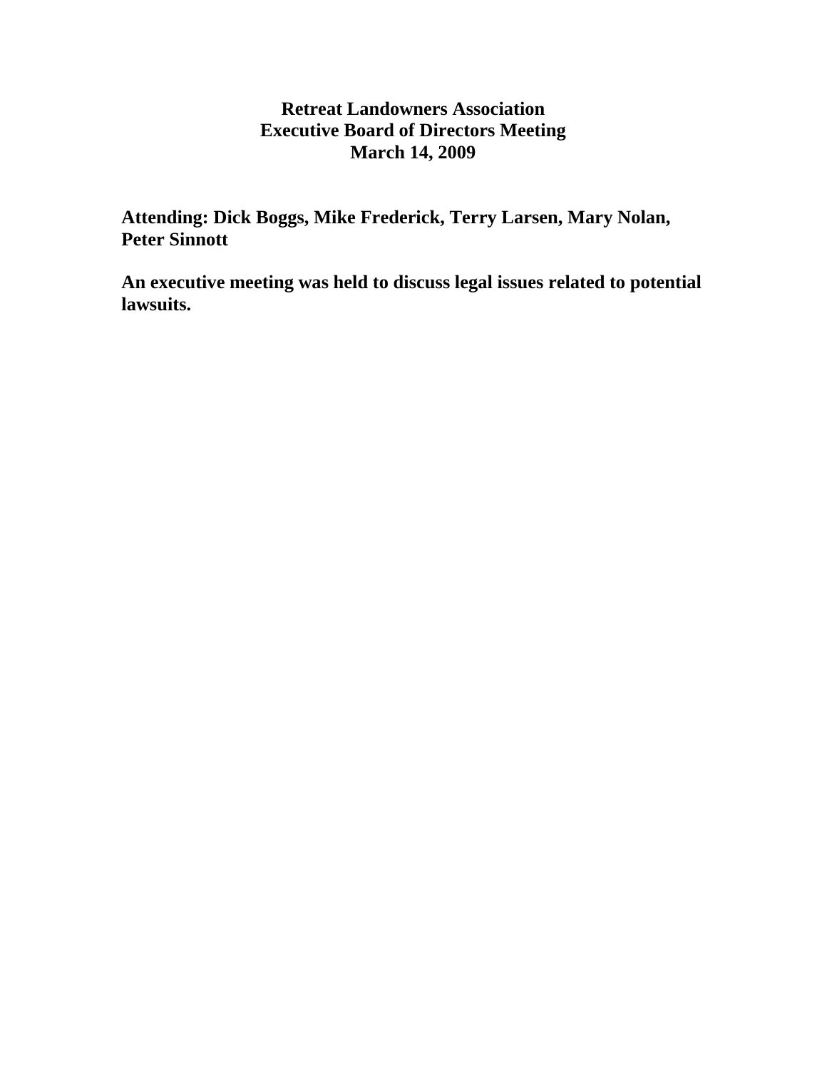**Retreat Landowners Association**
**Executive Board of Directors Meeting**
**March 14, 2009**

**Attending: Dick Boggs, Mike Frederick, Terry Larsen, Mary Nolan, Peter Sinnott**

**An executive meeting was held to discuss legal issues related to potential lawsuits.**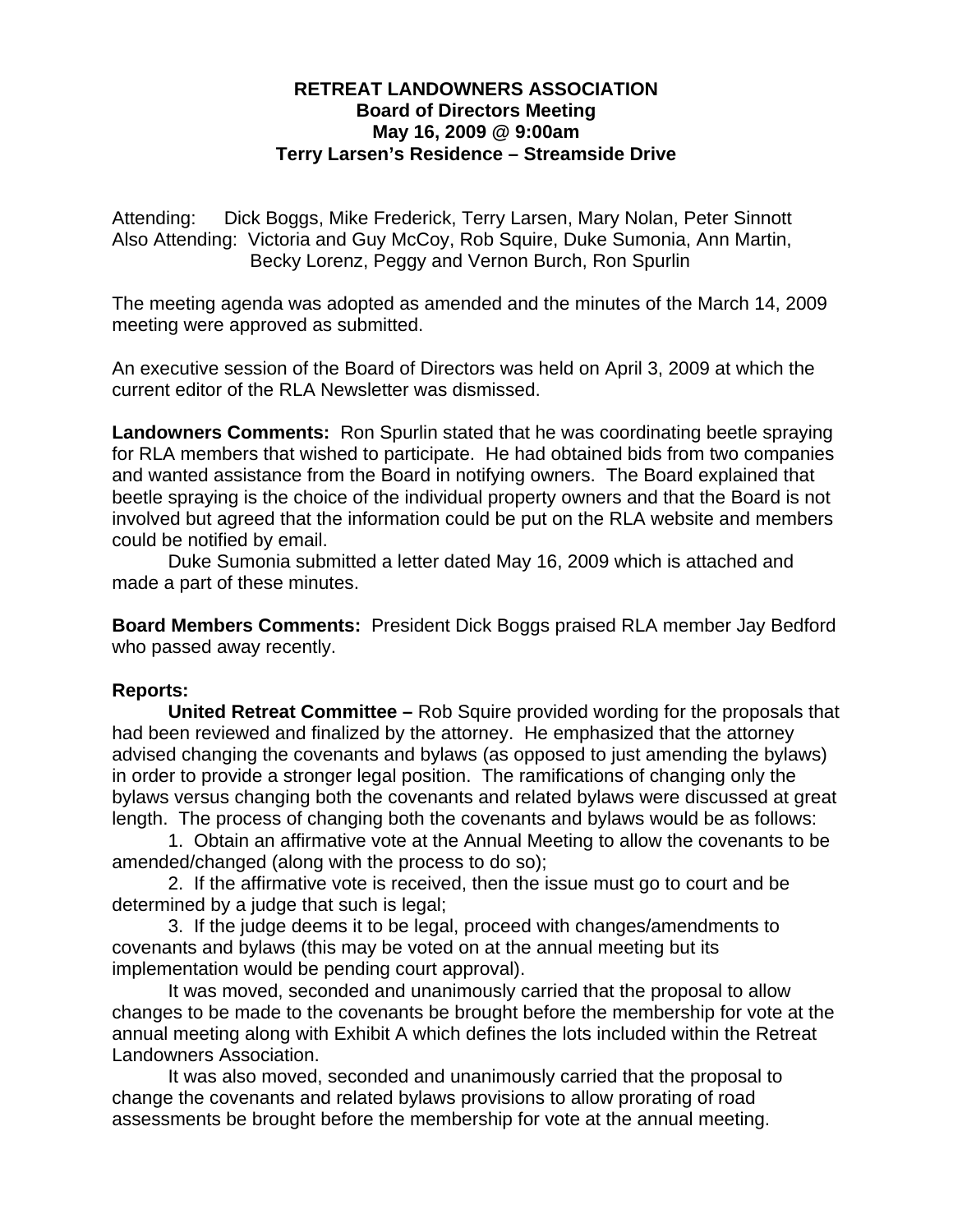**RETREAT LANDOWNERS ASSOCIATION**
**Board of Directors Meeting**
**May 16, 2009 @ 9:00am**
**Terry Larsen's Residence – Streamside Drive**

Attending: Dick Boggs, Mike Frederick, Terry Larsen, Mary Nolan, Peter Sinnott
Also Attending: Victoria and Guy McCoy, Rob Squire, Duke Sumonia, Ann Martin, Becky Lorenz, Peggy and Vernon Burch, Ron Spurlin

The meeting agenda was adopted as amended and the minutes of the March 14, 2009 meeting were approved as submitted.

An executive session of the Board of Directors was held on April 3, 2009 at which the current editor of the RLA Newsletter was dismissed.

**Landowners Comments:** Ron Spurlin stated that he was coordinating beetle spraying for RLA members that wished to participate. He had obtained bids from two companies and wanted assistance from the Board in notifying owners. The Board explained that beetle spraying is the choice of the individual property owners and that the Board is not involved but agreed that the information could be put on the RLA website and members could be notified by email.

Duke Sumonia submitted a letter dated May 16, 2009 which is attached and made a part of these minutes.

**Board Members Comments:** President Dick Boggs praised RLA member Jay Bedford who passed away recently.

**Reports:**

**United Retreat Committee –** Rob Squire provided wording for the proposals that had been reviewed and finalized by the attorney. He emphasized that the attorney advised changing the covenants and bylaws (as opposed to just amending the bylaws) in order to provide a stronger legal position. The ramifications of changing only the bylaws versus changing both the covenants and related bylaws were discussed at great length. The process of changing both the covenants and bylaws would be as follows:

1. Obtain an affirmative vote at the Annual Meeting to allow the covenants to be amended/changed (along with the process to do so);
2. If the affirmative vote is received, then the issue must go to court and be determined by a judge that such is legal;
3. If the judge deems it to be legal, proceed with changes/amendments to covenants and bylaws (this may be voted on at the annual meeting but its implementation would be pending court approval).

It was moved, seconded and unanimously carried that the proposal to allow changes to be made to the covenants be brought before the membership for vote at the annual meeting along with Exhibit A which defines the lots included within the Retreat Landowners Association.

It was also moved, seconded and unanimously carried that the proposal to change the covenants and related bylaws provisions to allow prorating of road assessments be brought before the membership for vote at the annual meeting.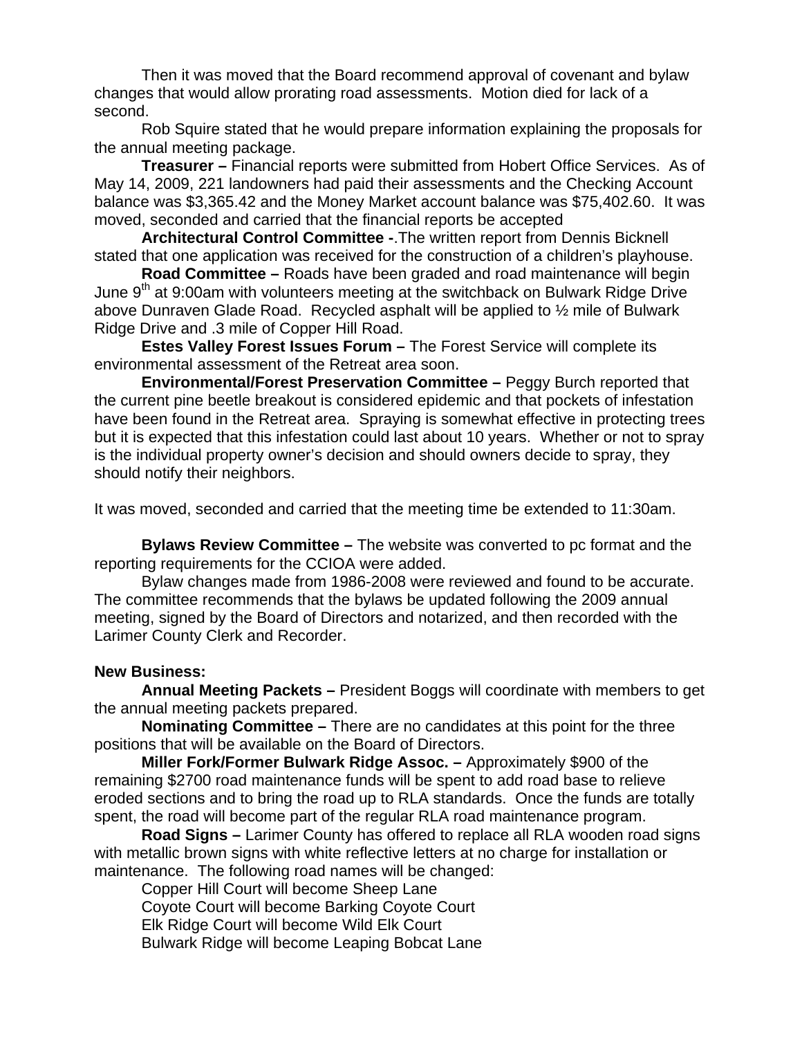Then it was moved that the Board recommend approval of covenant and bylaw changes that would allow prorating road assessments. Motion died for lack of a second.

Rob Squire stated that he would prepare information explaining the proposals for the annual meeting package.

**Treasurer –** Financial reports were submitted from Hobert Office Services. As of May 14, 2009, 221 landowners had paid their assessments and the Checking Account balance was $3,365.42 and the Money Market account balance was $75,402.60. It was moved, seconded and carried that the financial reports be accepted

**Architectural Control Committee -**.The written report from Dennis Bicknell stated that one application was received for the construction of a children's playhouse.

**Road Committee –** Roads have been graded and road maintenance will begin June 9th at 9:00am with volunteers meeting at the switchback on Bulwark Ridge Drive above Dunraven Glade Road. Recycled asphalt will be applied to ½ mile of Bulwark Ridge Drive and .3 mile of Copper Hill Road.

**Estes Valley Forest Issues Forum –** The Forest Service will complete its environmental assessment of the Retreat area soon.

**Environmental/Forest Preservation Committee –** Peggy Burch reported that the current pine beetle breakout is considered epidemic and that pockets of infestation have been found in the Retreat area. Spraying is somewhat effective in protecting trees but it is expected that this infestation could last about 10 years. Whether or not to spray is the individual property owner's decision and should owners decide to spray, they should notify their neighbors.

It was moved, seconded and carried that the meeting time be extended to 11:30am.

**Bylaws Review Committee –** The website was converted to pc format and the reporting requirements for the CCIOA were added.

Bylaw changes made from 1986-2008 were reviewed and found to be accurate. The committee recommends that the bylaws be updated following the 2009 annual meeting, signed by the Board of Directors and notarized, and then recorded with the Larimer County Clerk and Recorder.

**New Business:**

**Annual Meeting Packets –** President Boggs will coordinate with members to get the annual meeting packets prepared.

**Nominating Committee –** There are no candidates at this point for the three positions that will be available on the Board of Directors.

**Miller Fork/Former Bulwark Ridge Assoc. –** Approximately $900 of the remaining $2700 road maintenance funds will be spent to add road base to relieve eroded sections and to bring the road up to RLA standards. Once the funds are totally spent, the road will become part of the regular RLA road maintenance program.

**Road Signs –** Larimer County has offered to replace all RLA wooden road signs with metallic brown signs with white reflective letters at no charge for installation or maintenance. The following road names will be changed:

Copper Hill Court will become Sheep Lane

Coyote Court will become Barking Coyote Court

Elk Ridge Court will become Wild Elk Court

Bulwark Ridge will become Leaping Bobcat Lane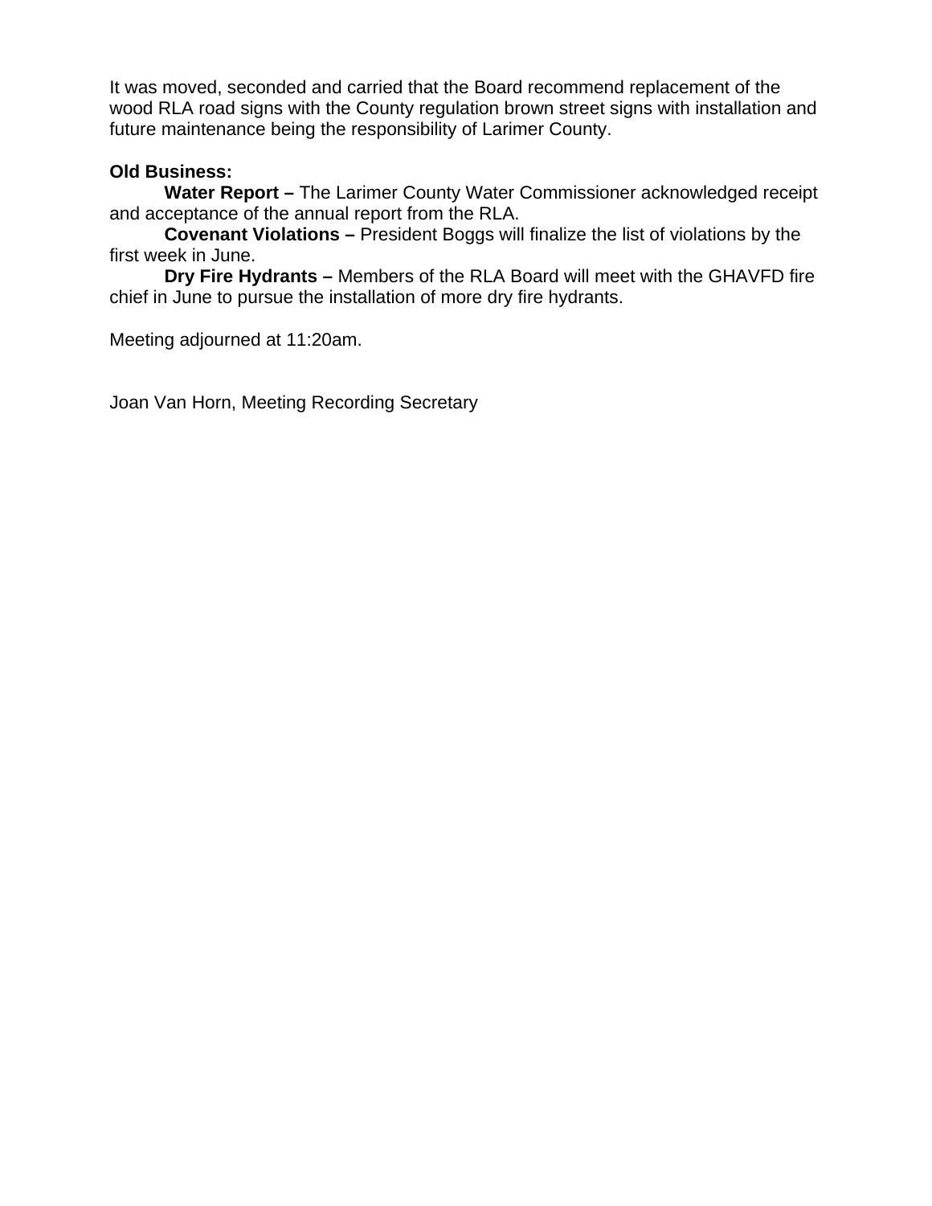It was moved, seconded and carried that the Board recommend replacement of the wood RLA road signs with the County regulation brown street signs with installation and future maintenance being the responsibility of Larimer County.

**Old Business:**

**Water Report –** The Larimer County Water Commissioner acknowledged receipt and acceptance of the annual report from the RLA.

**Covenant Violations –** President Boggs will finalize the list of violations by the first week in June.

**Dry Fire Hydrants –** Members of the RLA Board will meet with the GHAVFD fire chief in June to pursue the installation of more dry fire hydrants.

Meeting adjourned at 11:20am.

Joan Van Horn, Meeting Recording Secretary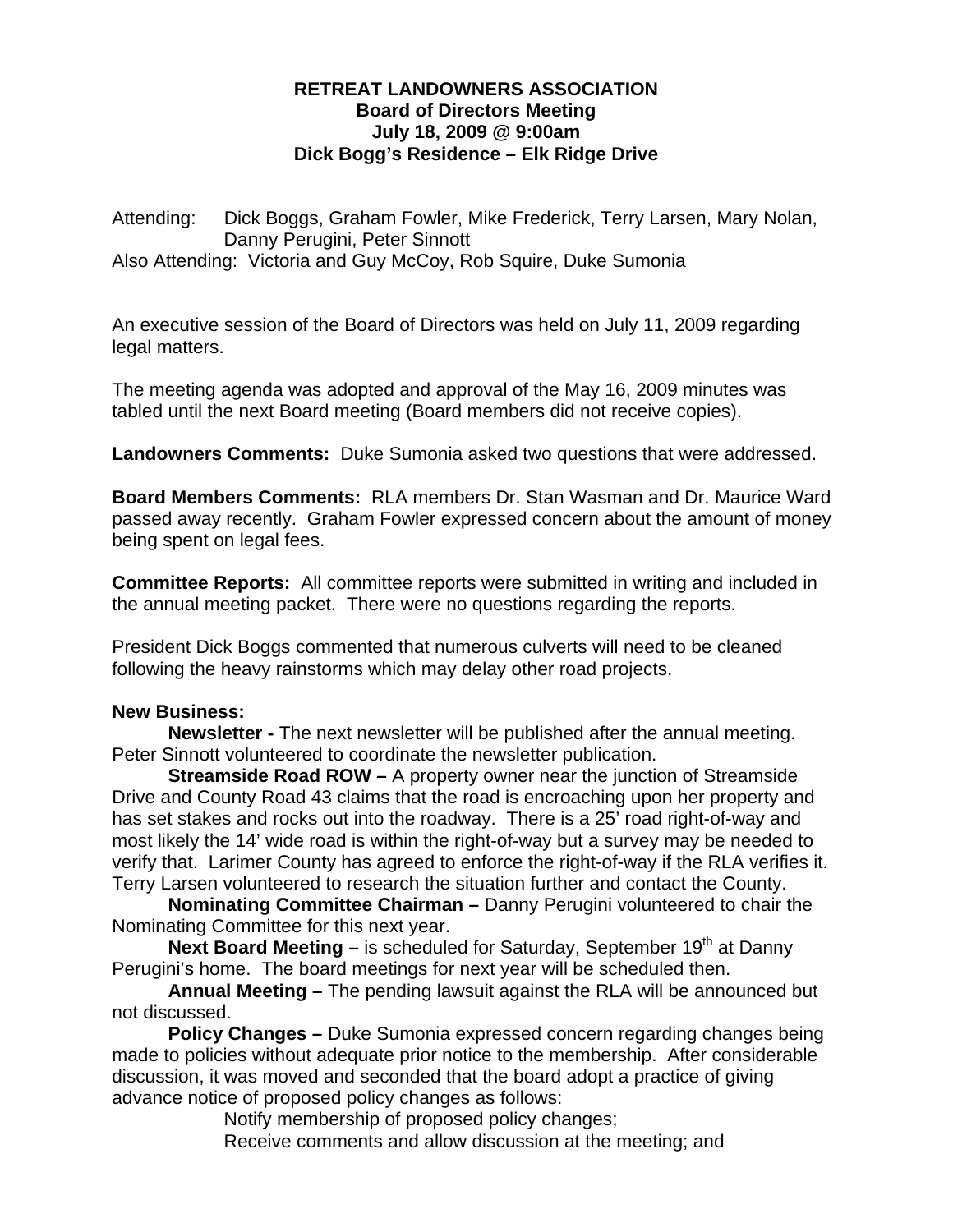**RETREAT LANDOWNERS ASSOCIATION**
**Board of Directors Meeting**
**July 18, 2009 @ 9:00am**
**Dick Bogg's Residence – Elk Ridge Drive**

Attending: Dick Boggs, Graham Fowler, Mike Frederick, Terry Larsen, Mary Nolan, Danny Perugini, Peter Sinnott
Also Attending: Victoria and Guy McCoy, Rob Squire, Duke Sumonia

An executive session of the Board of Directors was held on July 11, 2009 regarding legal matters.

The meeting agenda was adopted and approval of the May 16, 2009 minutes was tabled until the next Board meeting (Board members did not receive copies).

**Landowners Comments:** Duke Sumonia asked two questions that were addressed.

**Board Members Comments:** RLA members Dr. Stan Wasman and Dr. Maurice Ward passed away recently. Graham Fowler expressed concern about the amount of money being spent on legal fees.

**Committee Reports:** All committee reports were submitted in writing and included in the annual meeting packet. There were no questions regarding the reports.

President Dick Boggs commented that numerous culverts will need to be cleaned following the heavy rainstorms which may delay other road projects.

**New Business:**

**Newsletter -** The next newsletter will be published after the annual meeting. Peter Sinnott volunteered to coordinate the newsletter publication.

**Streamside Road ROW –** A property owner near the junction of Streamside Drive and County Road 43 claims that the road is encroaching upon her property and has set stakes and rocks out into the roadway. There is a 25' road right-of-way and most likely the 14' wide road is within the right-of-way but a survey may be needed to verify that. Larimer County has agreed to enforce the right-of-way if the RLA verifies it. Terry Larsen volunteered to research the situation further and contact the County.

**Nominating Committee Chairman –** Danny Perugini volunteered to chair the Nominating Committee for this next year.

**Next Board Meeting –** is scheduled for Saturday, September 19th at Danny Perugini's home. The board meetings for next year will be scheduled then.

**Annual Meeting –** The pending lawsuit against the RLA will be announced but not discussed.

**Policy Changes –** Duke Sumonia expressed concern regarding changes being made to policies without adequate prior notice to the membership. After considerable discussion, it was moved and seconded that the board adopt a practice of giving advance notice of proposed policy changes as follows:

Notify membership of proposed policy changes;
Receive comments and allow discussion at the meeting; and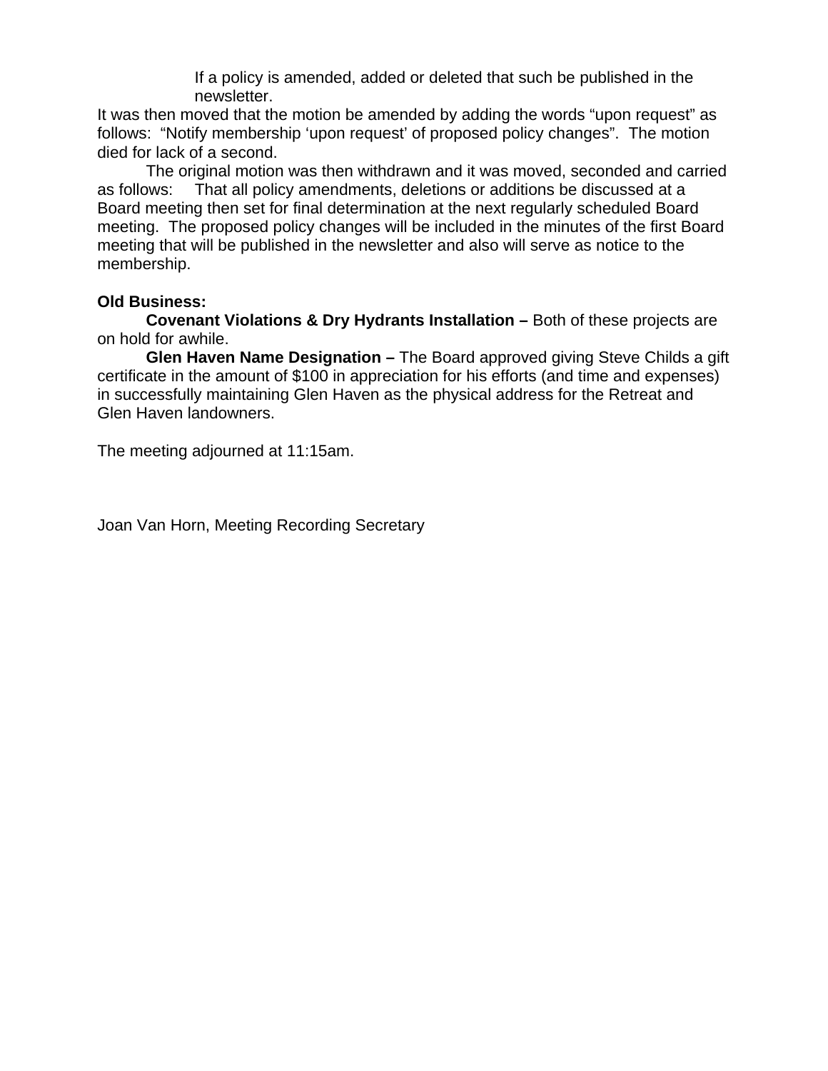If a policy is amended, added or deleted that such be published in the newsletter.

It was then moved that the motion be amended by adding the words “upon request” as follows: “Notify membership ‘upon request’ of proposed policy changes”. The motion died for lack of a second.

The original motion was then withdrawn and it was moved, seconded and carried as follows: That all policy amendments, deletions or additions be discussed at a Board meeting then set for final determination at the next regularly scheduled Board meeting. The proposed policy changes will be included in the minutes of the first Board meeting that will be published in the newsletter and also will serve as notice to the membership.

**Old Business:**

**Covenant Violations & Dry Hydrants Installation –** Both of these projects are on hold for awhile.

**Glen Haven Name Designation –** The Board approved giving Steve Childs a gift certificate in the amount of $100 in appreciation for his efforts (and time and expenses) in successfully maintaining Glen Haven as the physical address for the Retreat and Glen Haven landowners.

The meeting adjourned at 11:15am.

Joan Van Horn, Meeting Recording Secretary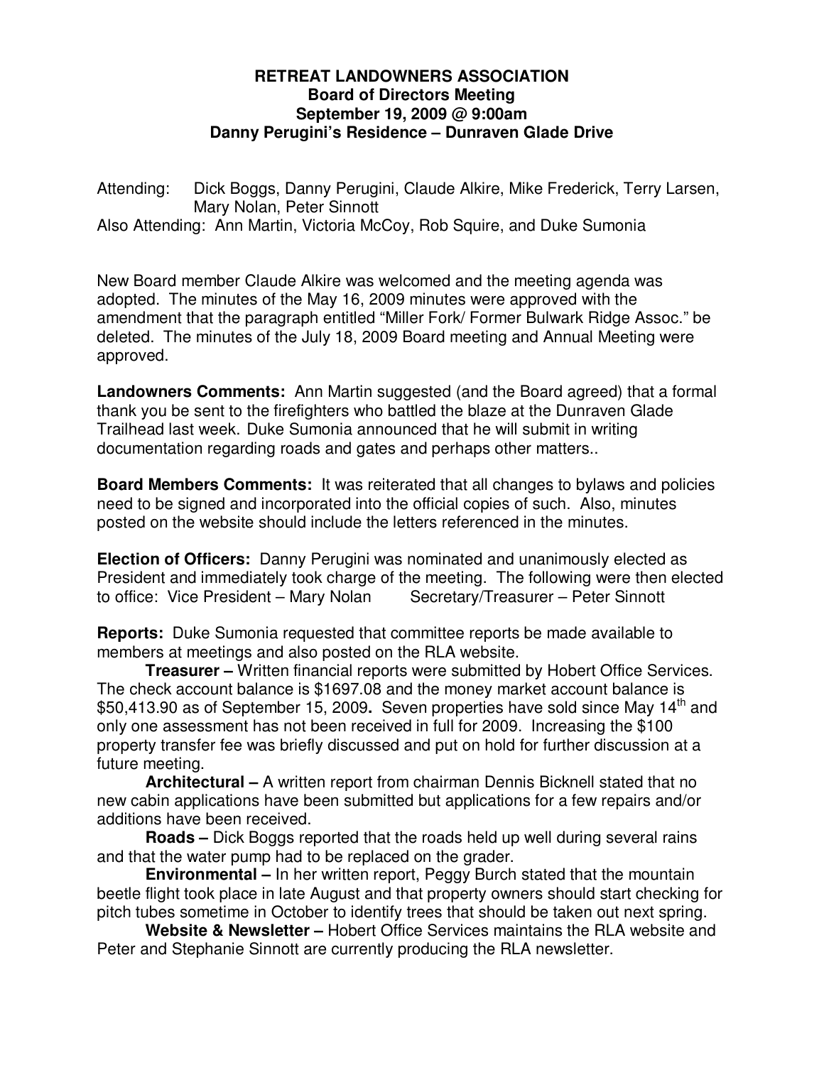**RETREAT LANDOWNERS ASSOCIATION**
**Board of Directors Meeting**
**September 19, 2009 @ 9:00am**
**Danny Perugini's Residence – Dunraven Glade Drive**

Attending: Dick Boggs, Danny Perugini, Claude Alkire, Mike Frederick, Terry Larsen, Mary Nolan, Peter Sinnott
Also Attending: Ann Martin, Victoria McCoy, Rob Squire, and Duke Sumonia

New Board member Claude Alkire was welcomed and the meeting agenda was adopted. The minutes of the May 16, 2009 minutes were approved with the amendment that the paragraph entitled "Miller Fork/ Former Bulwark Ridge Assoc." be deleted. The minutes of the July 18, 2009 Board meeting and Annual Meeting were approved.

**Landowners Comments:** Ann Martin suggested (and the Board agreed) that a formal thank you be sent to the firefighters who battled the blaze at the Dunraven Glade Trailhead last week. Duke Sumonia announced that he will submit in writing documentation regarding roads and gates and perhaps other matters..

**Board Members Comments:** It was reiterated that all changes to bylaws and policies need to be signed and incorporated into the official copies of such. Also, minutes posted on the website should include the letters referenced in the minutes.

**Election of Officers:** Danny Perugini was nominated and unanimously elected as President and immediately took charge of the meeting. The following were then elected to office: Vice President – Mary Nolan Secretary/Treasurer – Peter Sinnott

**Reports:** Duke Sumonia requested that committee reports be made available to members at meetings and also posted on the RLA website.

**Treasurer –** Written financial reports were submitted by Hobert Office Services. The check account balance is $1697.08 and the money market account balance is $50,413.90 as of September 15, 2009**.** Seven properties have sold since May 14th and only one assessment has not been received in full for 2009. Increasing the $100 property transfer fee was briefly discussed and put on hold for further discussion at a future meeting.

**Architectural –** A written report from chairman Dennis Bicknell stated that no new cabin applications have been submitted but applications for a few repairs and/or additions have been received.

**Roads –** Dick Boggs reported that the roads held up well during several rains and that the water pump had to be replaced on the grader.

**Environmental –** In her written report, Peggy Burch stated that the mountain beetle flight took place in late August and that property owners should start checking for pitch tubes sometime in October to identify trees that should be taken out next spring.

**Website & Newsletter –** Hobert Office Services maintains the RLA website and Peter and Stephanie Sinnott are currently producing the RLA newsletter.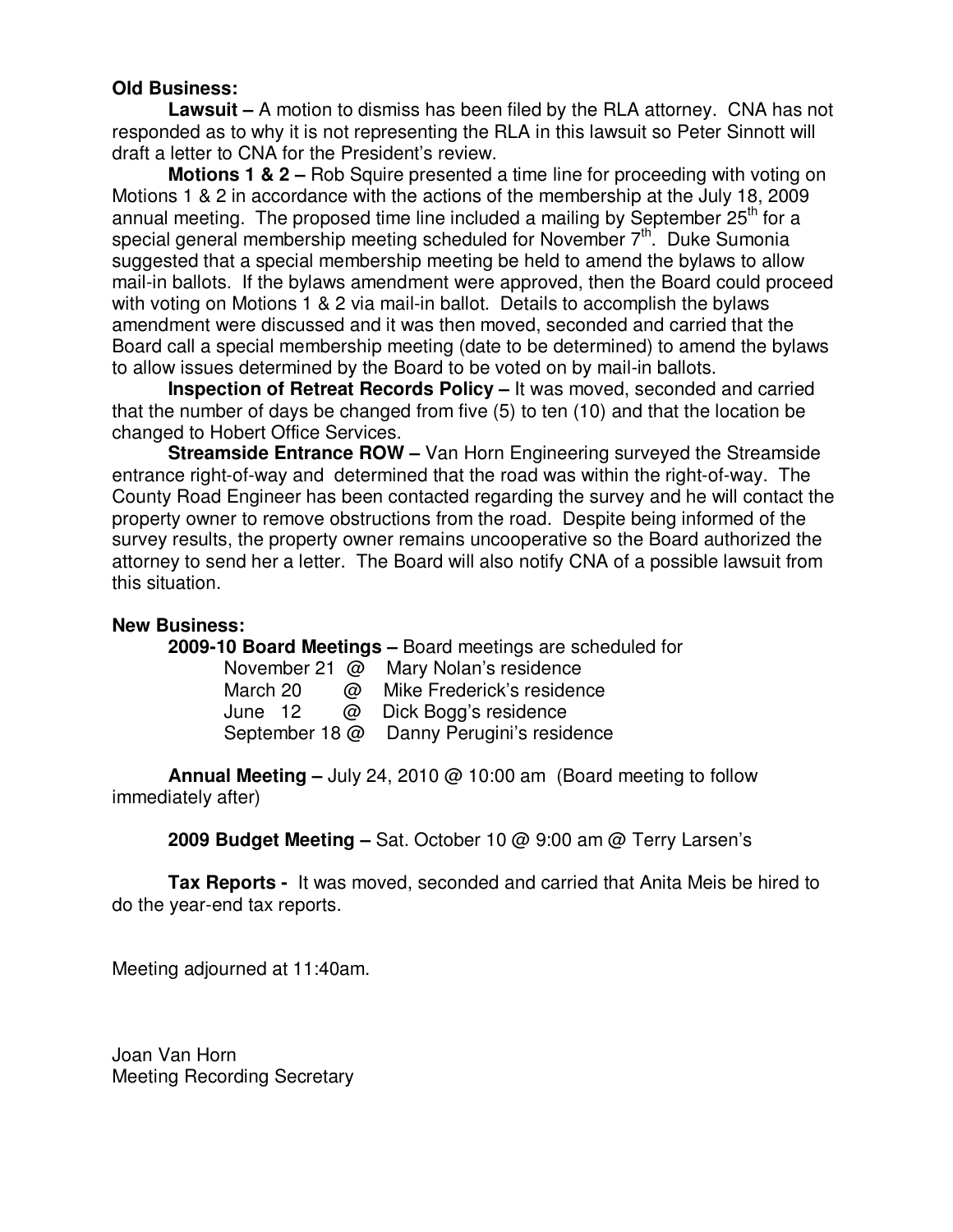**Old Business:**

**Lawsuit –** A motion to dismiss has been filed by the RLA attorney. CNA has not responded as to why it is not representing the RLA in this lawsuit so Peter Sinnott will draft a letter to CNA for the President's review.

**Motions 1 & 2 –** Rob Squire presented a time line for proceeding with voting on Motions 1 & 2 in accordance with the actions of the membership at the July 18, 2009 annual meeting. The proposed time line included a mailing by September 25th for a special general membership meeting scheduled for November 7th. Duke Sumonia suggested that a special membership meeting be held to amend the bylaws to allow mail-in ballots. If the bylaws amendment were approved, then the Board could proceed with voting on Motions 1 & 2 via mail-in ballot. Details to accomplish the bylaws amendment were discussed and it was then moved, seconded and carried that the Board call a special membership meeting (date to be determined) to amend the bylaws to allow issues determined by the Board to be voted on by mail-in ballots.

**Inspection of Retreat Records Policy –** It was moved, seconded and carried that the number of days be changed from five (5) to ten (10) and that the location be changed to Hobert Office Services.

**Streamside Entrance ROW –** Van Horn Engineering surveyed the Streamside entrance right-of-way and determined that the road was within the right-of-way. The County Road Engineer has been contacted regarding the survey and he will contact the property owner to remove obstructions from the road. Despite being informed of the survey results, the property owner remains uncooperative so the Board authorized the attorney to send her a letter. The Board will also notify CNA of a possible lawsuit from this situation.

**New Business:**

**2009-10 Board Meetings –** Board meetings are scheduled for

November 21 @ Mary Nolan's residence
March 20 @ Mike Frederick's residence
June 12 @ Dick Bogg's residence
September 18 @ Danny Perugini's residence

**Annual Meeting –** July 24, 2010 @ 10:00 am (Board meeting to follow immediately after)

**2009 Budget Meeting –** Sat. October 10 @ 9:00 am @ Terry Larsen's

**Tax Reports -** It was moved, seconded and carried that Anita Meis be hired to do the year-end tax reports.

Meeting adjourned at 11:40am.

Joan Van Horn
Meeting Recording Secretary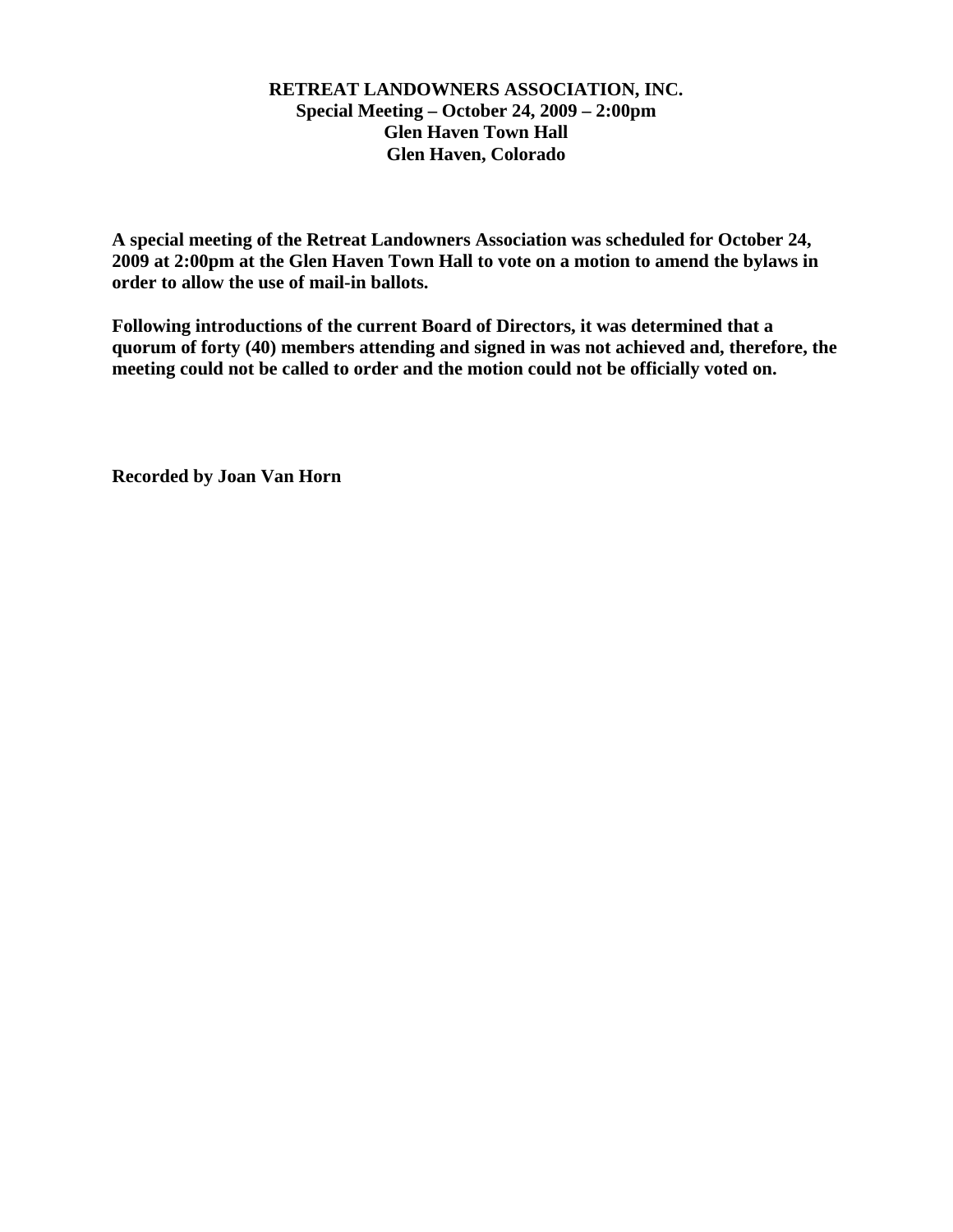**RETREAT LANDOWNERS ASSOCIATION, INC.**
**Special Meeting – October 24, 2009 – 2:00pm**
**Glen Haven Town Hall**
**Glen Haven, Colorado**

**A special meeting of the Retreat Landowners Association was scheduled for October 24, 2009 at 2:00pm at the Glen Haven Town Hall to vote on a motion to amend the bylaws in order to allow the use of mail-in ballots.**

**Following introductions of the current Board of Directors, it was determined that a quorum of forty (40) members attending and signed in was not achieved and, therefore, the meeting could not be called to order and the motion could not be officially voted on.**

**Recorded by Joan Van Horn**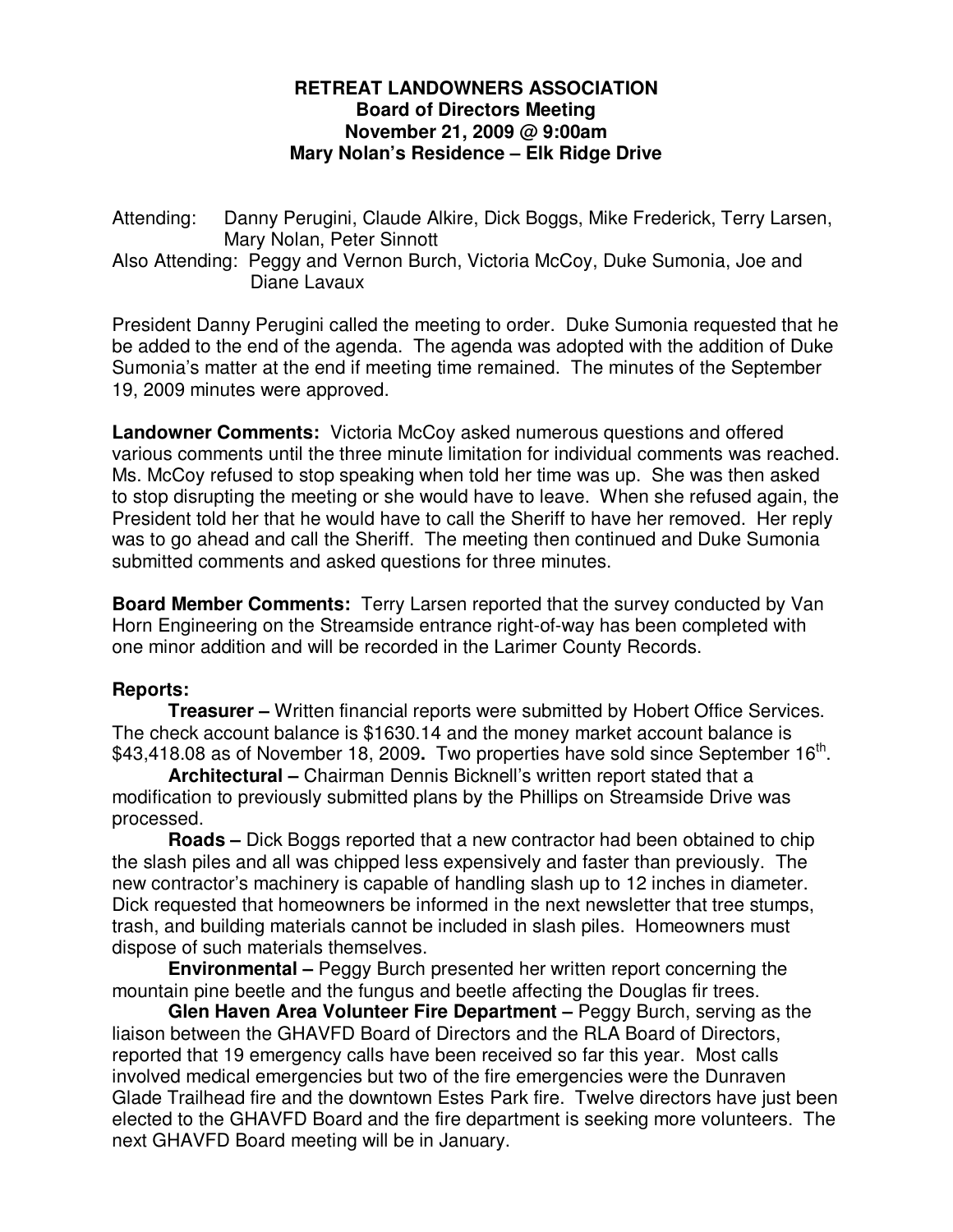# RETREAT LANDOWNERS ASSOCIATION
## Board of Directors Meeting
## November 21, 2009 @ 9:00am
## Mary Nolan's Residence – Elk Ridge Drive

Attending: Danny Perugini, Claude Alkire, Dick Boggs, Mike Frederick, Terry Larsen, Mary Nolan, Peter Sinnott

Also Attending: Peggy and Vernon Burch, Victoria McCoy, Duke Sumonia, Joe and Diane Lavaux

President Danny Perugini called the meeting to order. Duke Sumonia requested that he be added to the end of the agenda. The agenda was adopted with the addition of Duke Sumonia's matter at the end if meeting time remained. The minutes of the September 19, 2009 minutes were approved.

**Landowner Comments:** Victoria McCoy asked numerous questions and offered various comments until the three minute limitation for individual comments was reached. Ms. McCoy refused to stop speaking when told her time was up. She was then asked to stop disrupting the meeting or she would have to leave. When she refused again, the President told her that he would have to call the Sheriff to have her removed. Her reply was to go ahead and call the Sheriff. The meeting then continued and Duke Sumonia submitted comments and asked questions for three minutes.

**Board Member Comments:** Terry Larsen reported that the survey conducted by Van Horn Engineering on the Streamside entrance right-of-way has been completed with one minor addition and will be recorded in the Larimer County Records.

**Reports:**

**Treasurer –** Written financial reports were submitted by Hobert Office Services. The check account balance is $1630.14 and the money market account balance is $43,418.08 as of November 18, 2009**.** Two properties have sold since September 16th.

**Architectural –** Chairman Dennis Bicknell's written report stated that a modification to previously submitted plans by the Phillips on Streamside Drive was processed.

**Roads –** Dick Boggs reported that a new contractor had been obtained to chip the slash piles and all was chipped less expensively and faster than previously. The new contractor's machinery is capable of handling slash up to 12 inches in diameter. Dick requested that homeowners be informed in the next newsletter that tree stumps, trash, and building materials cannot be included in slash piles. Homeowners must dispose of such materials themselves.

**Environmental –** Peggy Burch presented her written report concerning the mountain pine beetle and the fungus and beetle affecting the Douglas fir trees.

**Glen Haven Area Volunteer Fire Department –** Peggy Burch, serving as the liaison between the GHAVFD Board of Directors and the RLA Board of Directors, reported that 19 emergency calls have been received so far this year. Most calls involved medical emergencies but two of the fire emergencies were the Dunraven Glade Trailhead fire and the downtown Estes Park fire. Twelve directors have just been elected to the GHAVFD Board and the fire department is seeking more volunteers. The next GHAVFD Board meeting will be in January.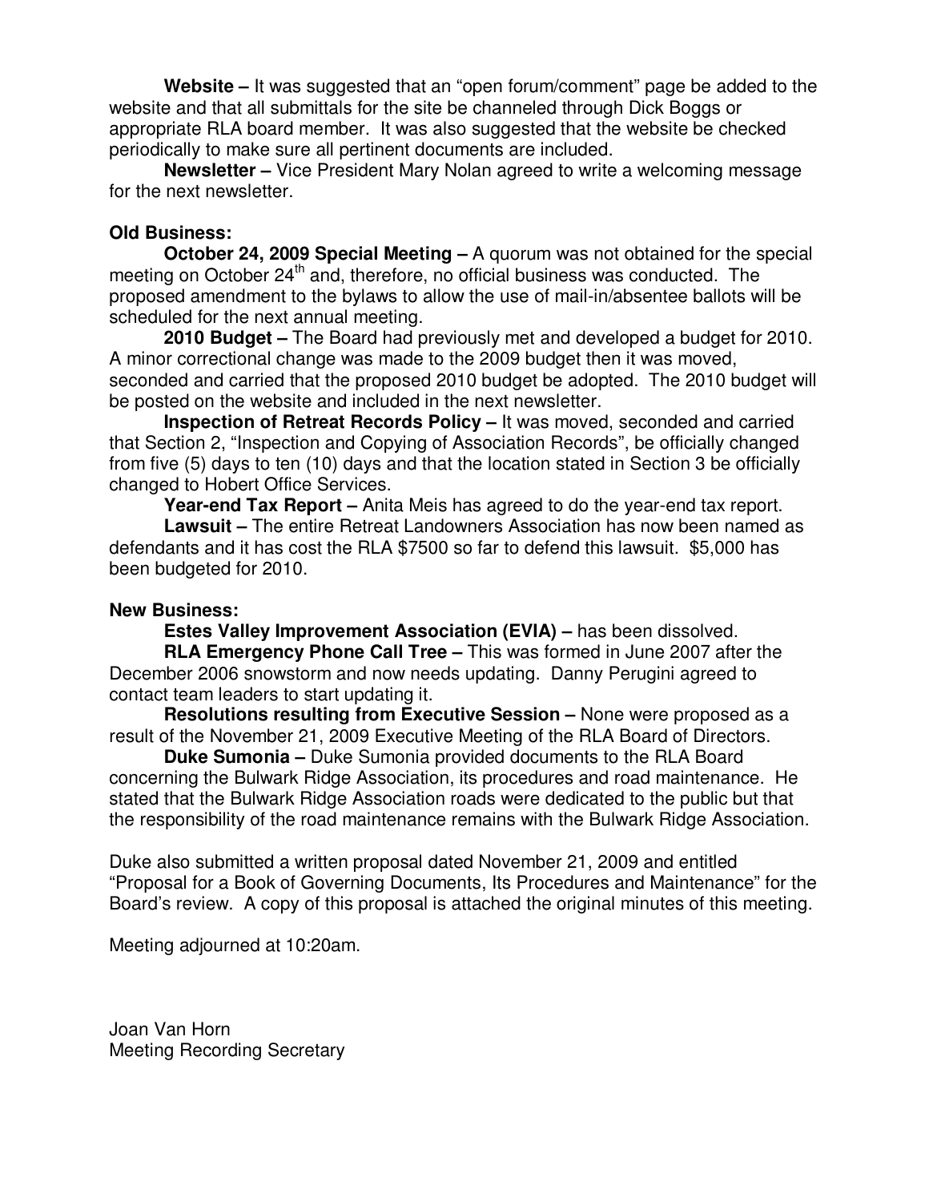**Website –** It was suggested that an "open forum/comment" page be added to the website and that all submittals for the site be channeled through Dick Boggs or appropriate RLA board member. It was also suggested that the website be checked periodically to make sure all pertinent documents are included.

**Newsletter –** Vice President Mary Nolan agreed to write a welcoming message for the next newsletter.

**Old Business:**

**October 24, 2009 Special Meeting –** A quorum was not obtained for the special meeting on October 24th and, therefore, no official business was conducted. The proposed amendment to the bylaws to allow the use of mail-in/absentee ballots will be scheduled for the next annual meeting.

**2010 Budget –** The Board had previously met and developed a budget for 2010. A minor correctional change was made to the 2009 budget then it was moved, seconded and carried that the proposed 2010 budget be adopted. The 2010 budget will be posted on the website and included in the next newsletter.

**Inspection of Retreat Records Policy –** It was moved, seconded and carried that Section 2, "Inspection and Copying of Association Records", be officially changed from five (5) days to ten (10) days and that the location stated in Section 3 be officially changed to Hobert Office Services.

**Year-end Tax Report –** Anita Meis has agreed to do the year-end tax report.

**Lawsuit –** The entire Retreat Landowners Association has now been named as defendants and it has cost the RLA $7500 so far to defend this lawsuit. $5,000 has been budgeted for 2010.

**New Business:**

**Estes Valley Improvement Association (EVIA) –** has been dissolved.

**RLA Emergency Phone Call Tree –** This was formed in June 2007 after the December 2006 snowstorm and now needs updating. Danny Perugini agreed to contact team leaders to start updating it.

**Resolutions resulting from Executive Session –** None were proposed as a result of the November 21, 2009 Executive Meeting of the RLA Board of Directors.

**Duke Sumonia –** Duke Sumonia provided documents to the RLA Board concerning the Bulwark Ridge Association, its procedures and road maintenance. He stated that the Bulwark Ridge Association roads were dedicated to the public but that the responsibility of the road maintenance remains with the Bulwark Ridge Association.

Duke also submitted a written proposal dated November 21, 2009 and entitled "Proposal for a Book of Governing Documents, Its Procedures and Maintenance" for the Board's review. A copy of this proposal is attached the original minutes of this meeting.

Meeting adjourned at 10:20am.

Joan Van Horn
Meeting Recording Secretary